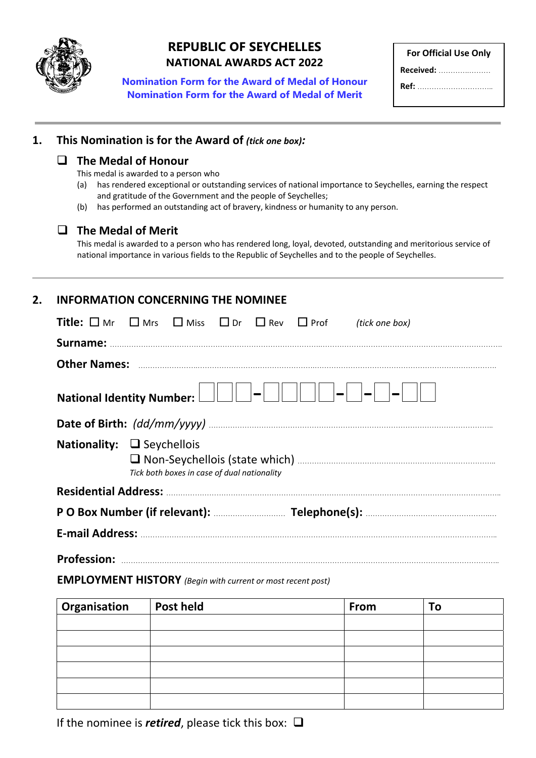# REPUBLIC OF SEYCHELLES
## NATIONAL AWARDS ACT 2022

**Nomination Form for the Award of Medal of Honour**
**Nomination Form for the Award of Medal of Merit**

| For Official Use Only |
|---|
| **Received:** ……………………. |
| **Ref:** …………………………….. |

---

## 1. This Nomination is for the Award of *(tick one box):*

❑ **The Medal of Honour**

This medal is awarded to a person who

(a) has rendered exceptional or outstanding services of national importance to Seychelles, earning the respect and gratitude of the Government and the people of Seychelles;

(b) has performed an outstanding act of bravery, kindness or humanity to any person.

❑ **The Medal of Merit**

This medal is awarded to a person who has rendered long, loyal, devoted, outstanding and meritorious service of national importance in various fields to the Republic of Seychelles and to the people of Seychelles.

---

## 2. INFORMATION CONCERNING THE NOMINEE

**Title:** ☐ Mr ☐ Mrs ☐ Miss ☐ Dr ☐ Rev ☐ Prof *(tick one box)*

**Surname:** ………………………………………………………………………………………………………

**Other Names:** ………………………………………………………………………………………………………

**National Identity Number:** ☐☐☐-☐☐☐☐-☐-☐-☐☐

**Date of Birth:** *(dd/mm/yyyy)* ………………………………………………………………………………

**Nationality:** ❑ Seychellois
❑ Non-Seychellois (state which) ………………………………………………………
*Tick both boxes in case of dual nationality*

**Residential Address:** ………………………………………………………………………………………………

**P O Box Number (if relevant):** ……………………… **Telephone(s):** ………………………………………

**E-mail Address:** ………………………………………………………………………………………………

**Profession:** ………………………………………………………………………………………………………

**EMPLOYMENT HISTORY** *(Begin with current or most recent post)*

| Organisation | Post held | From | To |
|---|---|---|---|
| | | | |
| | | | |
| | | | |
| | | | |
| | | | |
| | | | |

If the nominee is ***retired***, please tick this box: ❑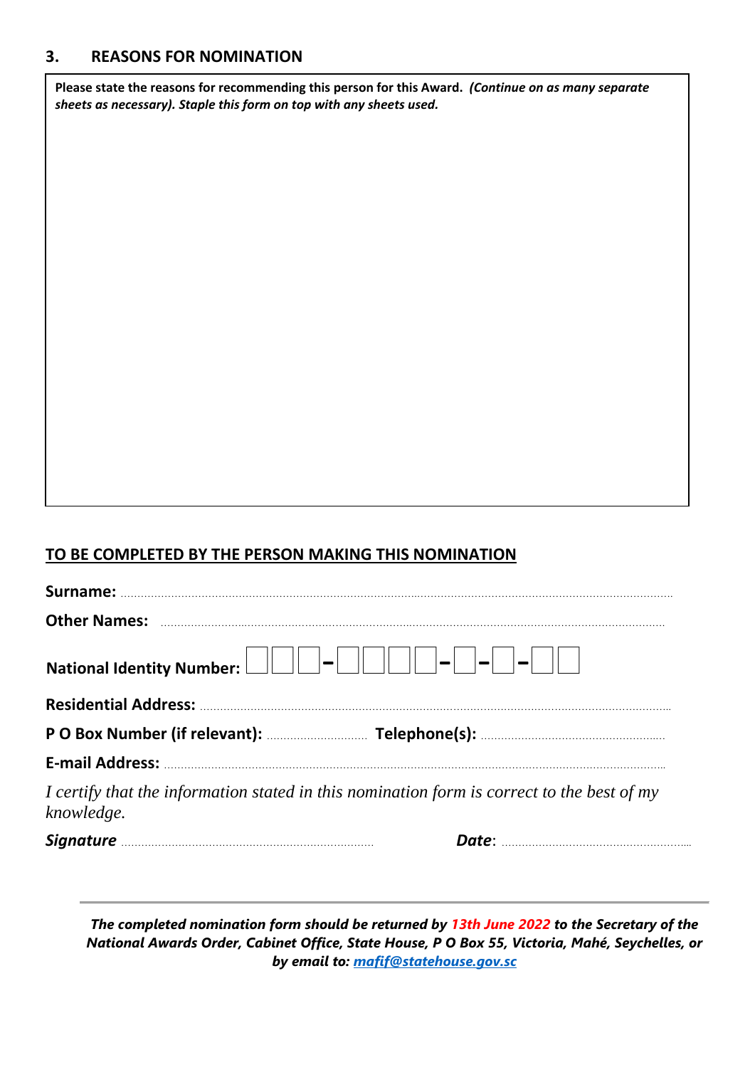## 3. REASONS FOR NOMINATION

**Please state the reasons for recommending this person for this Award.** ***(Continue on as many separate sheets as necessary). Staple this form on top with any sheets used.***

## TO BE COMPLETED BY THE PERSON MAKING THIS NOMINATION

**Surname:** ...............................................................................................................................................

**Other Names:** ........................................................................................................................................

**National Identity Number:** ☐☐☐-☐☐☐☐-☐-☐-☐☐

**Residential Address:** ..............................................................................................................................

**P O Box Number (if relevant):** ............................ **Telephone(s):** ....................................................

**E-mail Address:** .....................................................................................................................................

*I certify that the information stated in this nomination form is correct to the best of my knowledge.*

***Signature*** .......................................................................... ***Date***: .......................................................

---

***The completed nomination form should be returned by 13th June 2022 to the Secretary of the National Awards Order, Cabinet Office, State House, P O Box 55, Victoria, Mahé, Seychelles, or by email to: mafif@statehouse.gov.sc***